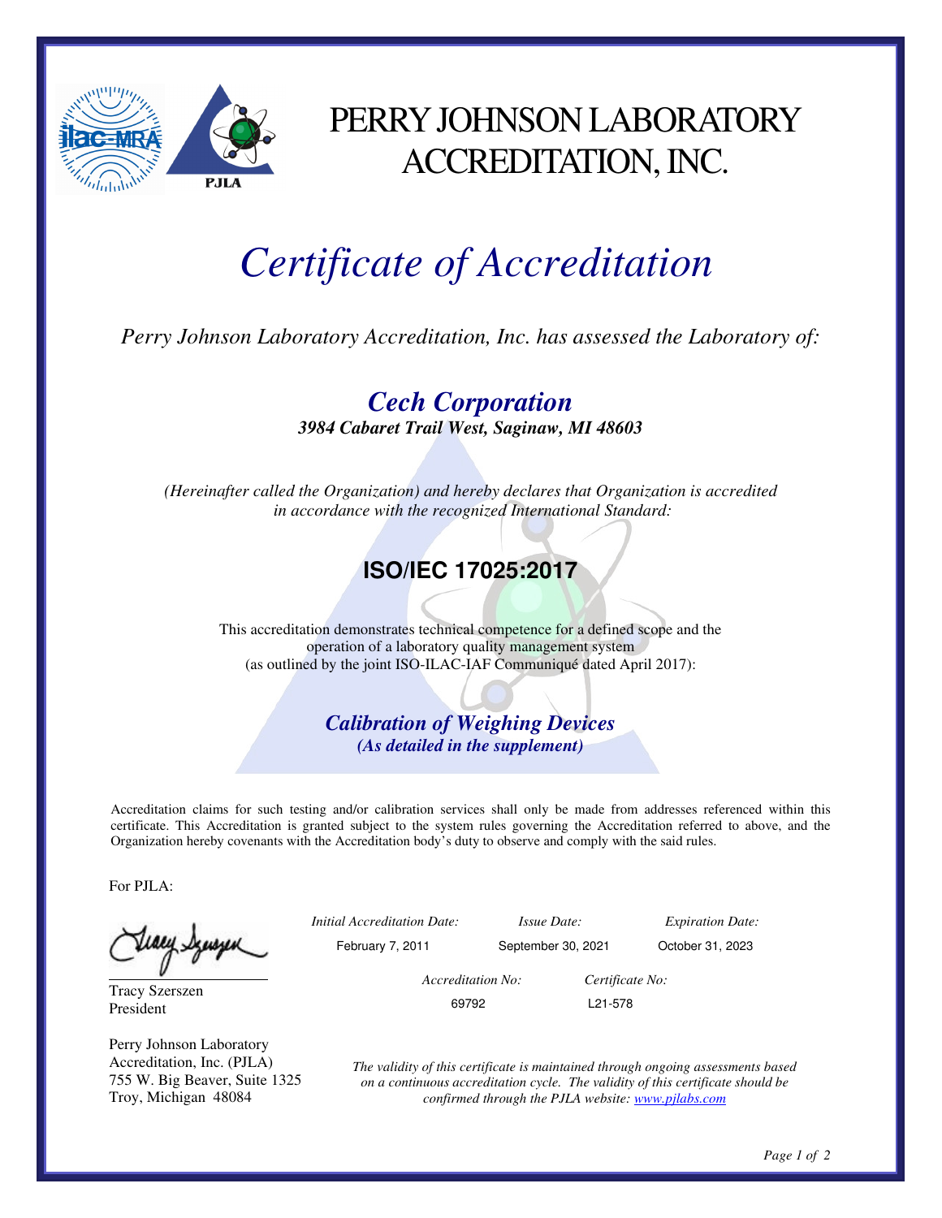# PERRY JOHNSON LABORATORY ACCREDITATION, INC.

# *Certificate of Accreditation*

*Perry Johnson Laboratory Accreditation, Inc. has assessed the Laboratory of:*

## *Cech Corporation*

***3984 Cabaret Trail West, Saginaw, MI 48603***

*(Hereinafter called the Organization) and hereby declares that Organization is accredited in accordance with the recognized International Standard:*

## ISO/IEC 17025:2017

This accreditation demonstrates technical competence for a defined scope and the operation of a laboratory quality management system (as outlined by the joint ISO-ILAC-IAF Communiqué dated April 2017):

***Calibration of Weighing Devices***

***(As detailed in the supplement)***

Accreditation claims for such testing and/or calibration services shall only be made from addresses referenced within this certificate. This Accreditation is granted subject to the system rules governing the Accreditation referred to above, and the Organization hereby covenants with the Accreditation body's duty to observe and comply with the said rules.

For PJLA:

Tracy Szerszen
President

Perry Johnson Laboratory Accreditation, Inc. (PJLA)
755 W. Big Beaver, Suite 1325
Troy, Michigan 48084

| *Initial Accreditation Date:* | *Issue Date:* | *Expiration Date:* |
|---|---|---|
| February 7, 2011 | September 30, 2021 | October 31, 2023 |

| *Accreditation No:* | *Certificate No:* |
|---|---|
| 69792 | L21-578 |

*The validity of this certificate is maintained through ongoing assessments based on a continuous accreditation cycle. The validity of this certificate should be confirmed through the PJLA website: www.pjlabs.com*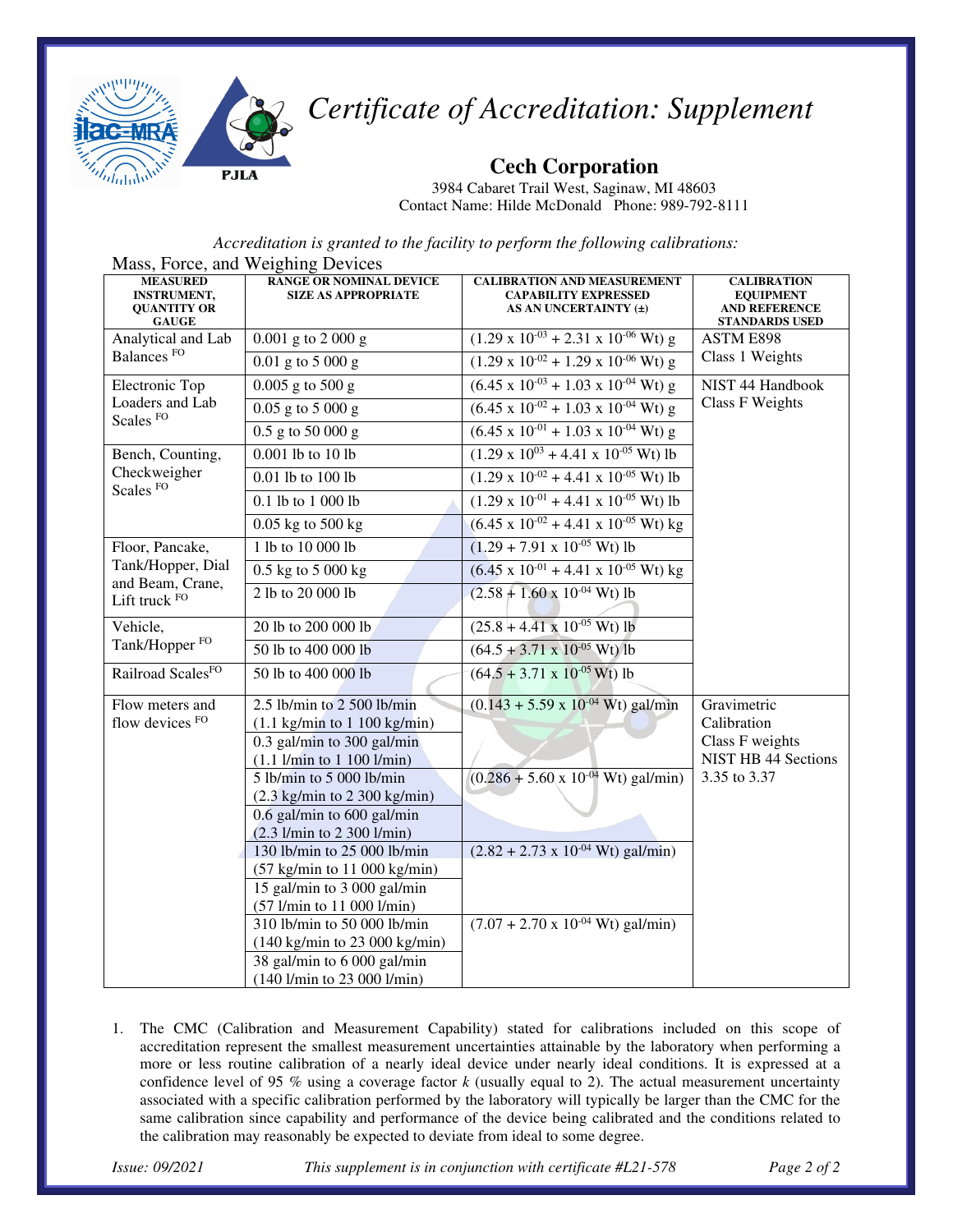# *Certificate of Accreditation: Supplement*

## Cech Corporation

3984 Cabaret Trail West, Saginaw, MI 48603
Contact Name: Hilde McDonald Phone: 989-792-8111

*Accreditation is granted to the facility to perform the following calibrations:*

Mass, Force, and Weighing Devices

| MEASURED INSTRUMENT, QUANTITY OR GAUGE | RANGE OR NOMINAL DEVICE SIZE AS APPROPRIATE | CALIBRATION AND MEASUREMENT CAPABILITY EXPRESSED AS AN UNCERTAINTY (±) | CALIBRATION EQUIPMENT AND REFERENCE STANDARDS USED |
|---|---|---|---|
| Analytical and Lab Balances FO | 0.001 g to 2 000 g | $(1.29 \times 10^{-03} + 2.31 \times 10^{-06}$ Wt) g | ASTM E898 Class 1 Weights |
| | 0.01 g to 5 000 g | $(1.29 \times 10^{-02} + 1.29 \times 10^{-06}$ Wt) g | |
| Electronic Top Loaders and Lab Scales FO | 0.005 g to 500 g | $(6.45 \times 10^{-03} + 1.03 \times 10^{-04}$ Wt) g | NIST 44 Handbook Class F Weights |
| | 0.05 g to 5 000 g | $(6.45 \times 10^{-02} + 1.03 \times 10^{-04}$ Wt) g | |
| | 0.5 g to 50 000 g | $(6.45 \times 10^{-01} + 1.03 \times 10^{-04}$ Wt) g | |
| Bench, Counting, Checkweigher Scales FO | 0.001 lb to 10 lb | $(1.29 \times 10^{03} + 4.41 \times 10^{-05}$ Wt) lb | |
| | 0.01 lb to 100 lb | $(1.29 \times 10^{-02} + 4.41 \times 10^{-05}$ Wt) lb | |
| | 0.1 lb to 1 000 lb | $(1.29 \times 10^{-01} + 4.41 \times 10^{-05}$ Wt) lb | |
| | 0.05 kg to 500 kg | $(6.45 \times 10^{-02} + 4.41 \times 10^{-05}$ Wt) kg | |
| Floor, Pancake, Tank/Hopper, Dial and Beam, Crane, Lift truck FO | 1 lb to 10 000 lb | $(1.29 + 7.91 \times 10^{-05}$ Wt) lb | |
| | 0.5 kg to 5 000 kg | $(6.45 \times 10^{-01} + 4.41 \times 10^{-05}$ Wt) kg | |
| | 2 lb to 20 000 lb | $(2.58 + 1.60 \times 10^{-04}$ Wt) lb | |
| Vehicle, Tank/Hopper FO | 20 lb to 200 000 lb | $(25.8 + 4.41 \times 10^{-05}$ Wt) lb | |
| | 50 lb to 400 000 lb | $(64.5 + 3.71 \times 10^{-05}$ Wt) lb | |
| Railroad Scales FO | 50 lb to 400 000 lb | $(64.5 + 3.71 \times 10^{-05}$ Wt) lb | |
| Flow meters and flow devices FO | 2.5 lb/min to 2 500 lb/min (1.1 kg/min to 1 100 kg/min) | $(0.143 + 5.59 \times 10^{-04}$ Wt) gal/min | Gravimetric Calibration Class F weights NIST HB 44 Sections 3.35 to 3.37 |
| | 0.3 gal/min to 300 gal/min (1.1 l/min to 1 100 l/min) | | |
| | 5 lb/min to 5 000 lb/min (2.3 kg/min to 2 300 kg/min) | $(0.286 + 5.60 \times 10^{-04}$ Wt) gal/min) | |
| | 0.6 gal/min to 600 gal/min (2.3 l/min to 2 300 l/min) | | |
| | 130 lb/min to 25 000 lb/min (57 kg/min to 11 000 kg/min) | $(2.82 + 2.73 \times 10^{-04}$ Wt) gal/min) | |
| | 15 gal/min to 3 000 gal/min (57 l/min to 11 000 l/min) | | |
| | 310 lb/min to 50 000 lb/min (140 kg/min to 23 000 kg/min) | $(7.07 + 2.70 \times 10^{-04}$ Wt) gal/min) | |
| | 38 gal/min to 6 000 gal/min (140 l/min to 23 000 l/min) | | |

1. The CMC (Calibration and Measurement Capability) stated for calibrations included on this scope of accreditation represent the smallest measurement uncertainties attainable by the laboratory when performing a more or less routine calibration of a nearly ideal device under nearly ideal conditions. It is expressed at a confidence level of 95 % using a coverage factor *k* (usually equal to 2). The actual measurement uncertainty associated with a specific calibration performed by the laboratory will typically be larger than the CMC for the same calibration since capability and performance of the device being calibrated and the conditions related to the calibration may reasonably be expected to deviate from ideal to some degree.

*Issue: 09/2021* *This supplement is in conjunction with certificate #L21-578*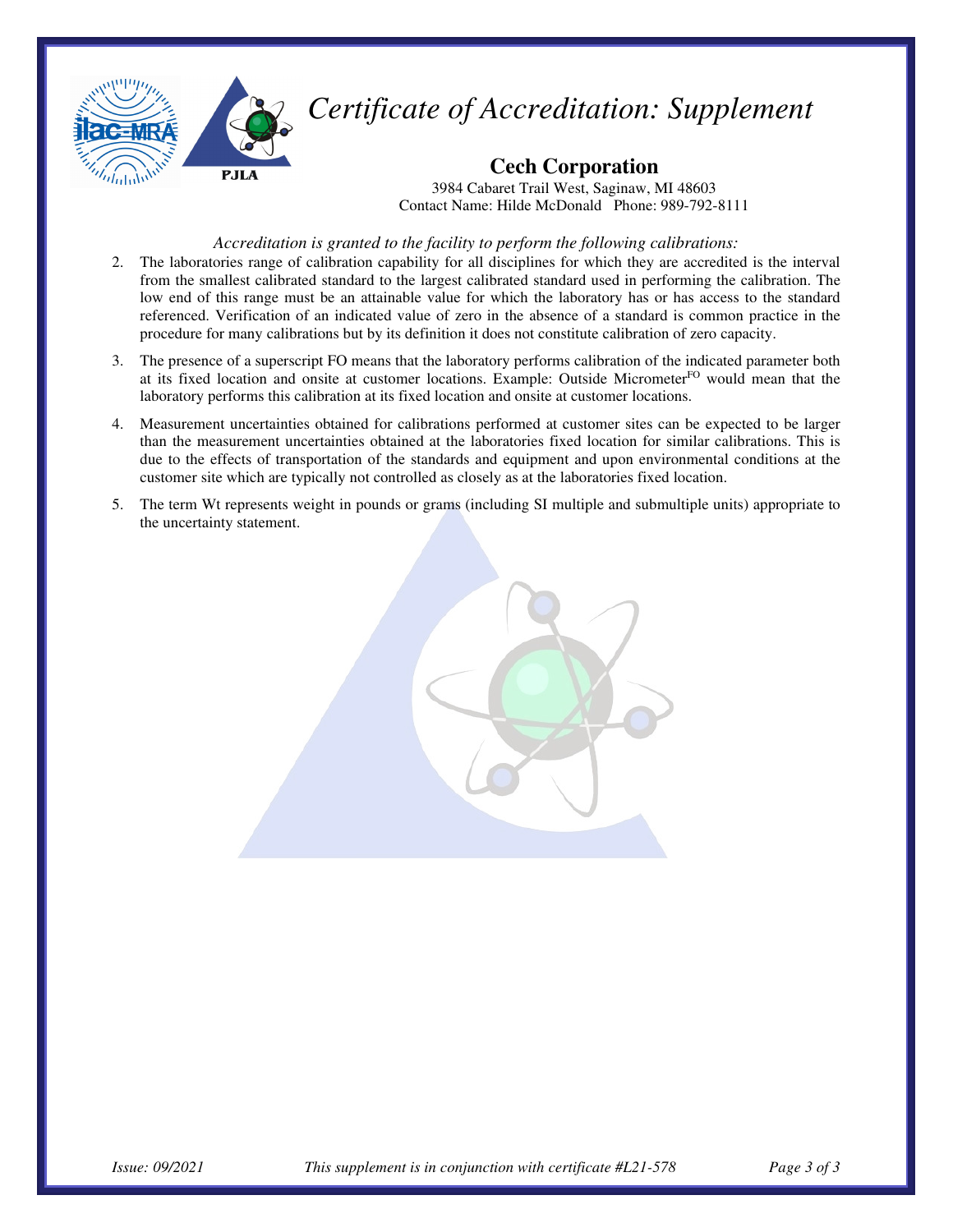# *Certificate of Accreditation: Supplement*

## Cech Corporation

3984 Cabaret Trail West, Saginaw, MI 48603
Contact Name: Hilde McDonald Phone: 989-792-8111

*Accreditation is granted to the facility to perform the following calibrations:*

2. The laboratories range of calibration capability for all disciplines for which they are accredited is the interval from the smallest calibrated standard to the largest calibrated standard used in performing the calibration. The low end of this range must be an attainable value for which the laboratory has or has access to the standard referenced. Verification of an indicated value of zero in the absence of a standard is common practice in the procedure for many calibrations but by its definition it does not constitute calibration of zero capacity.

3. The presence of a superscript FO means that the laboratory performs calibration of the indicated parameter both at its fixed location and onsite at customer locations. Example: Outside Micrometer$^{FO}$ would mean that the laboratory performs this calibration at its fixed location and onsite at customer locations.

4. Measurement uncertainties obtained for calibrations performed at customer sites can be expected to be larger than the measurement uncertainties obtained at the laboratories fixed location for similar calibrations. This is due to the effects of transportation of the standards and equipment and upon environmental conditions at the customer site which are typically not controlled as closely as at the laboratories fixed location.

5. The term Wt represents weight in pounds or grams (including SI multiple and submultiple units) appropriate to the uncertainty statement.

*Issue: 09/2021* *This supplement is in conjunction with certificate #L21-578*